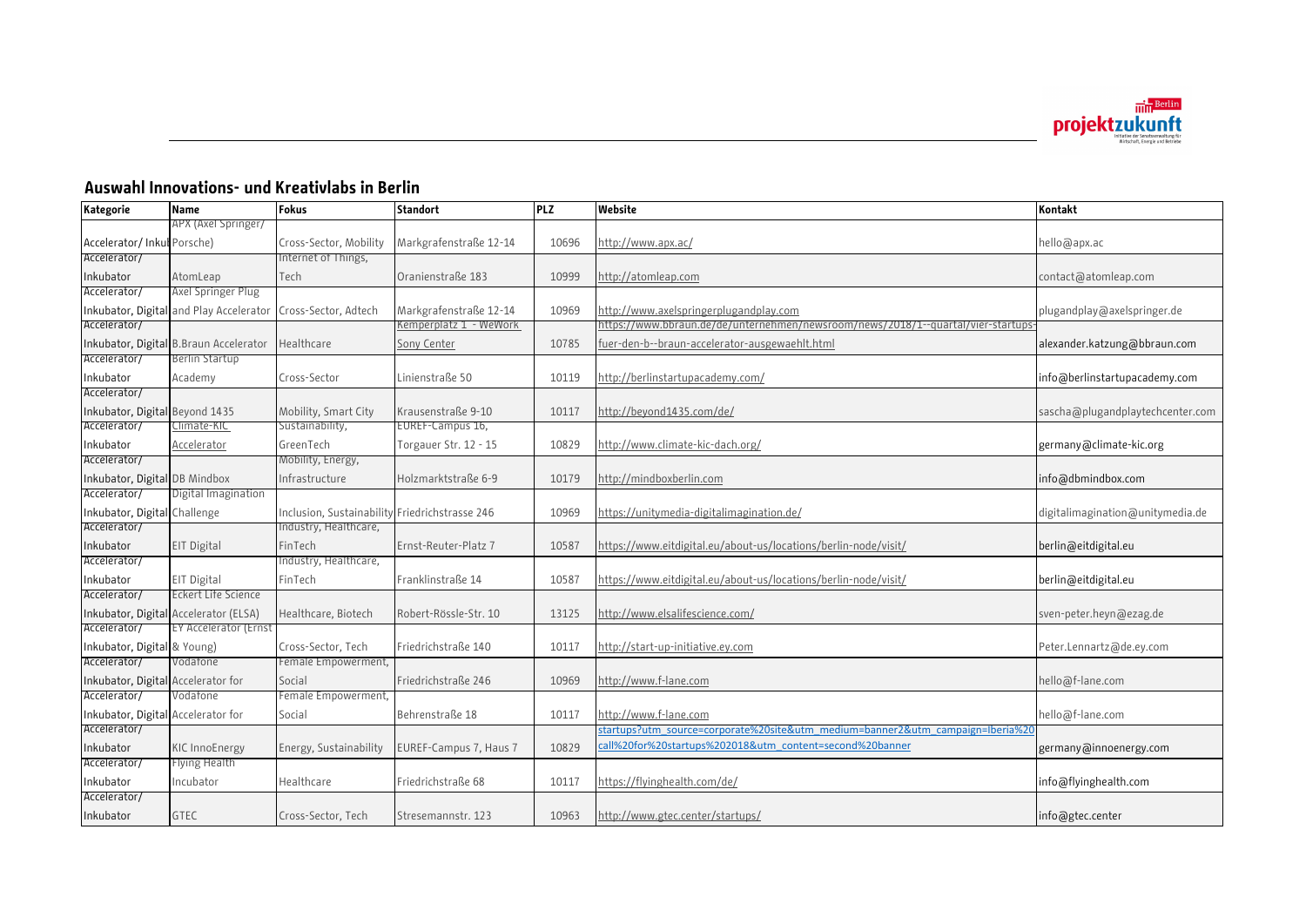## Auswahl Innovations- und Kreativlabs in Berlin

| Kategorie | Name | Fokus | Standort | PLZ | Website | Kontakt |
|---|---|---|---|---|---|---|
| Accelerator/ Inkubator | APX (Axel Springer/ Porsche) | Cross-Sector, Mobility | Markgrafenstraße 12-14 | 10696 | http://www.apx.ac/ | hello@apx.ac |
| Accelerator/ Inkubator | AtomLeap | Internet of Things, Tech | Oranienstraße 183 | 10999 | http://atomleap.com | contact@atomleap.com |
| Accelerator/ Inkubator, Digital | Axel Springer Plug and Play Accelerator | Cross-Sector, Adtech | Markgrafenstraße 12-14 | 10969 | http://www.axelspringerplugandplay.com | plugandplay@axelspringer.de |
| Accelerator/ Inkubator, Digital | B.Braun Accelerator | Healthcare | Kemperplatz 1 - WeWork Sony Center | 10785 | https://www.bbraun.de/de/unternehmen/newsroom/news/2018/1--quartal/vier-startups-fuer-den-b--braun-accelerator-ausgewaehlt.html | alexander.katzung@bbraun.com |
| Accelerator/ Inkubator | Berlin Startup Academy | Cross-Sector | Linienstraße 50 | 10119 | http://berlinstartupacademy.com/ | info@berlinstartupacademy.com |
| Accelerator/ Inkubator, Digital | Beyond 1435 | Mobility, Smart City | Krausenstraße 9-10 | 10117 | http://beyond1435.com/de/ | sascha@plugandplaytechcenter.com |
| Accelerator/ Inkubator | Climate-KIC Accelerator | Sustainability, GreenTech | EUREF-Campus 16, Torgauer Str. 12 - 15 | 10829 | http://www.climate-kic-dach.org/ | germany@climate-kic.org |
| Accelerator/ Inkubator, Digital | DB Mindbox | Mobility, Energy, Infrastructure | Holzmarktstraße 6-9 | 10179 | http://mindboxberlin.com | info@dbmindbox.com |
| Accelerator/ Inkubator, Digital | Digital Imagination Challenge | Inclusion, Sustainability | Friedrichstrasse 246 | 10969 | https://unitymedia-digitalimagination.de/ | digitalimagination@unitymedia.de |
| Accelerator/ Inkubator | EIT Digital | Industry, Healthcare, FinTech | Ernst-Reuter-Platz 7 | 10587 | https://www.eitdigital.eu/about-us/locations/berlin-node/visit/ | berlin@eitdigital.eu |
| Accelerator/ Inkubator | EIT Digital | Industry, Healthcare, FinTech | Franklinstraße 14 | 10587 | https://www.eitdigital.eu/about-us/locations/berlin-node/visit/ | berlin@eitdigital.eu |
| Accelerator/ Inkubator, Digital | Eckert Life Science Accelerator (ELSA) | Healthcare, Biotech | Robert-Rössle-Str. 10 | 13125 | http://www.elsalifescience.com/ | sven-peter.heyn@ezag.de |
| Accelerator/ Inkubator, Digital | EY Accelerator (Ernst & Young) | Cross-Sector, Tech | Friedrichstraße 140 | 10117 | http://start-up-initiative.ey.com | Peter.Lennartz@de.ey.com |
| Accelerator/ Inkubator, Digital | Vodafone Accelerator for | Female Empowerment, Social | Friedrichstraße 246 | 10969 | http://www.f-lane.com | hello@f-lane.com |
| Accelerator/ Inkubator, Digital | Vodafone Accelerator for | Female Empowerment, Social | Behrenstraße 18 | 10117 | http://www.f-lane.com | hello@f-lane.com |
| Accelerator/ Inkubator | KIC InnoEnergy | Energy, Sustainability | EUREF-Campus 7, Haus 7 | 10829 | startups?utm_source=corporate%20site&utm_medium=banner2&utm_campaign=Iberia%20call%20for%20startups%202018&utm_content=second%20banner | germany@innoenergy.com |
| Accelerator/ Inkubator | Flying Health Incubator | Healthcare | Friedrichstraße 68 | 10117 | https://flyinghealth.com/de/ | info@flyinghealth.com |
| Accelerator/ Inkubator | GTEC | Cross-Sector, Tech | Stresemannstr. 123 | 10963 | http://www.gtec.center/startups/ | info@gtec.center |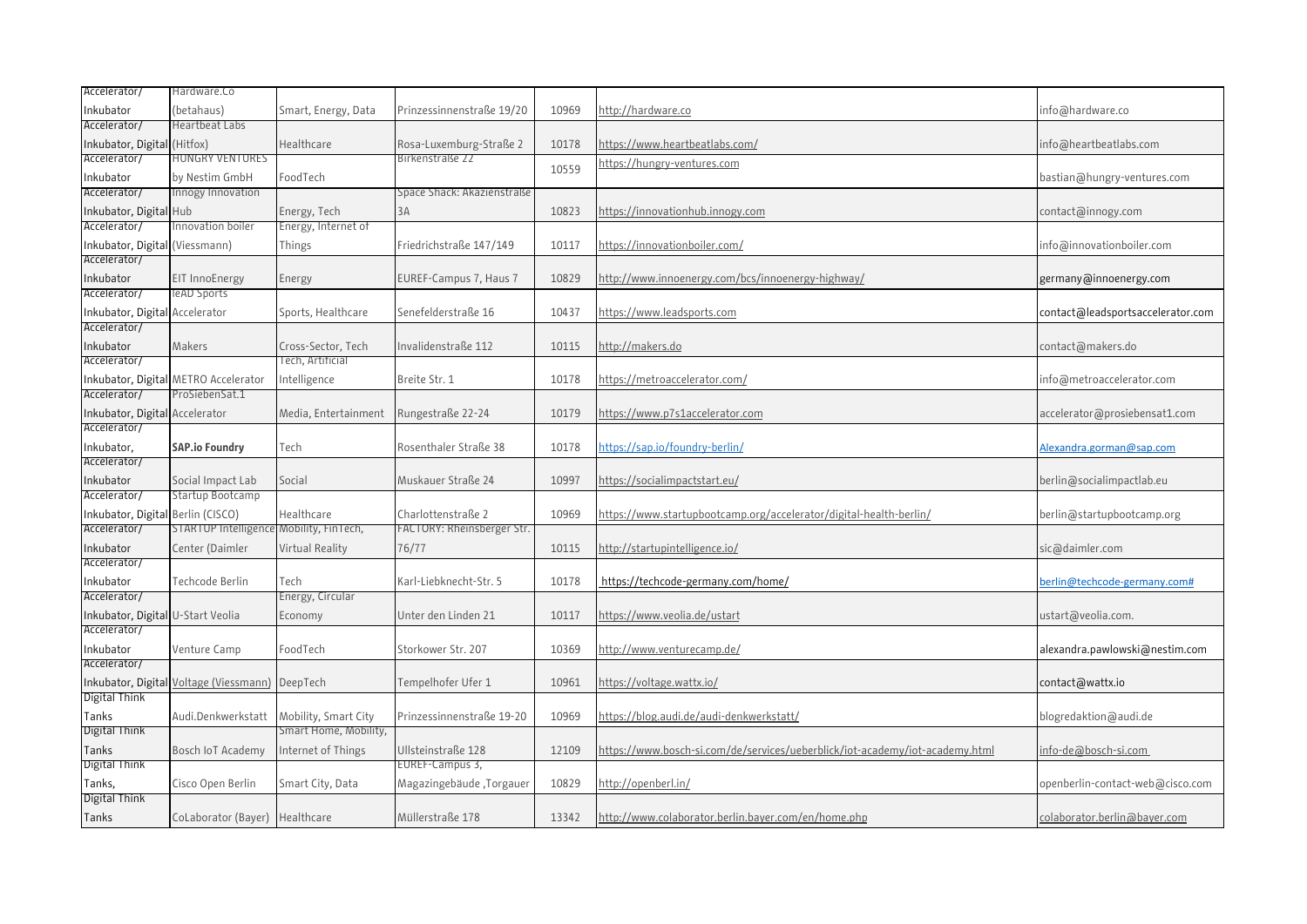| | | | | | | |
|---|---|---|---|---|---|---|
| Accelerator/ Inkubator | Hardware.Co (betahaus) | Smart, Energy, Data | Prinzessinnenstraße 19/20 | 10969 | http://hardware.co | info@hardware.co |
| Accelerator/ Inkubator, Digital | Heartbeat Labs (Hitfox) | Healthcare | Rosa-Luxemburg-Straße 2 | 10178 | https://www.heartbeatlabs.com/ | info@heartbeatlabs.com |
| Accelerator/ Inkubator | HUNGRY VENTURES by Nestim GmbH | FoodTech | Birkenstraße 22 | 10559 | https://hungry-ventures.com | bastian@hungry-ventures.com |
| Accelerator/ Inkubator, Digital | Innogy Innovation Hub | Energy, Tech | Space Shack: Akazienstraße 3A | 10823 | https://innovationhub.innogy.com | contact@innogy.com |
| Accelerator/ Inkubator, Digital | Innovation boiler (Viessmann) | Energy, Internet of Things | Friedrichstraße 147/149 | 10117 | https://innovationboiler.com/ | info@innovationboiler.com |
| Accelerator/ Inkubator | EIT InnoEnergy | Energy | EUREF-Campus 7, Haus 7 | 10829 | http://www.innoenergy.com/bcs/innoenergy-highway/ | germany@innoenergy.com |
| Accelerator/ Inkubator, Digital | leAD Sports Accelerator | Sports, Healthcare | Senefelderstraße 16 | 10437 | https://www.leadsports.com | contact@leadsportsaccelerator.com |
| Accelerator/ Inkubator | Makers | Cross-Sector, Tech | Invalidenstraße 112 | 10115 | http://makers.do | contact@makers.do |
| Accelerator/ Inkubator, Digital | METRO Accelerator | Tech, Artificial Intelligence | Breite Str. 1 | 10178 | https://metroaccelerator.com/ | info@metroaccelerator.com |
| Accelerator/ Inkubator, Digital | ProSiebenSat.1 Accelerator | Media, Entertainment | Rungestraße 22-24 | 10179 | https://www.p7s1accelerator.com | accelerator@prosiebensat1.com |
| Accelerator/ Inkubator, | **SAP.io Foundry** | Tech | Rosenthaler Straße 38 | 10178 | https://sap.io/foundry-berlin/ | Alexandra.gorman@sap.com |
| Accelerator/ Inkubator | Social Impact Lab | Social | Muskauer Straße 24 | 10997 | https://socialimpactstart.eu/ | berlin@socialimpactlab.eu |
| Accelerator/ Inkubator, Digital | Startup Bootcamp Berlin (CISCO) | Healthcare | Charlottenstraße 2 | 10969 | https://www.startupbootcamp.org/accelerator/digital-health-berlin/ | berlin@startupbootcamp.org |
| Accelerator/ Inkubator | STARTUP Intelligence Center (Daimler | Mobility, FinTech, Virtual Reality | FACTORY: Rheinsberger Str. 76/77 | 10115 | http://startupintelligence.io/ | sic@daimler.com |
| Accelerator/ Inkubator | Techcode Berlin | Tech | Karl-Liebknecht-Str. 5 | 10178 | https://techcode-germany.com/home/ | berlin@techcode-germany.com# |
| Accelerator/ Inkubator, Digital | U-Start Veolia | Energy, Circular Economy | Unter den Linden 21 | 10117 | https://www.veolia.de/ustart | ustart@veolia.com. |
| Accelerator/ Inkubator | Venture Camp | FoodTech | Storkower Str. 207 | 10369 | http://www.venturecamp.de/ | alexandra.pawlowski@nestim.com |
| Accelerator/ Inkubator, Digital | Voltage (Viessmann) | DeepTech | Tempelhofer Ufer 1 | 10961 | https://voltage.wattx.io/ | contact@wattx.io |
| Digital Think Tanks | Audi.Denkwerkstatt | Mobility, Smart City | Prinzessinnenstraße 19-20 | 10969 | https://blog.audi.de/audi-denkwerkstatt/ | blogredaktion@audi.de |
| Digital Think Tanks | Bosch IoT Academy | Smart Home, Mobility, Internet of Things | Ullsteinstraße 128 | 12109 | https://www.bosch-si.com/de/services/ueberblick/iot-academy/iot-academy.html | info-de@bosch-si.com |
| Digital Think Tanks, | Cisco Open Berlin | Smart City, Data | EUREF-Campus 3, Magazingebäude ,Torgauer | 10829 | http://openberl.in/ | openberlin-contact-web@cisco.com |
| Digital Think Tanks | CoLaborator (Bayer) | Healthcare | Müllerstraße 178 | 13342 | http://www.colaborator.berlin.bayer.com/en/home.php | colaborator.berlin@bayer.com |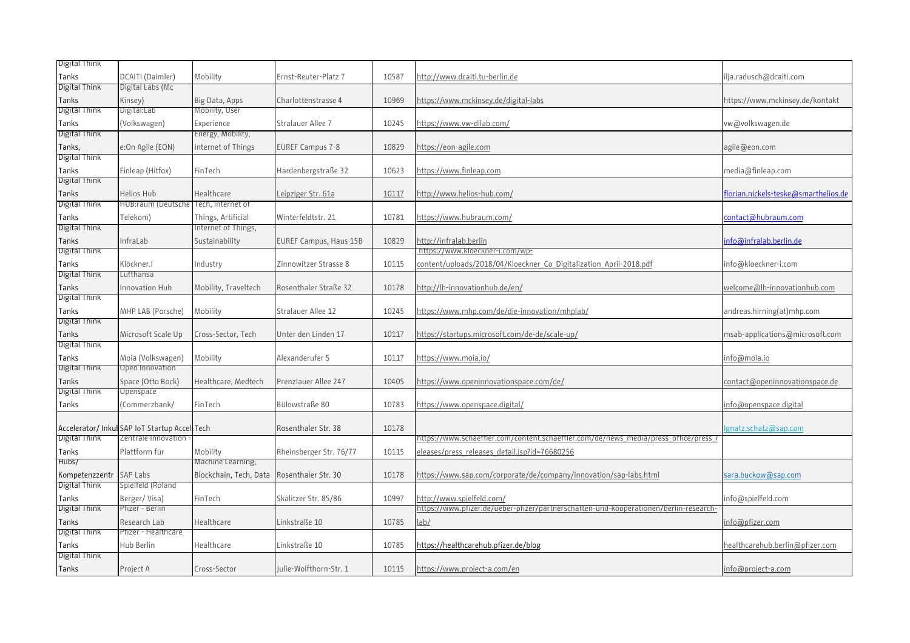| | | | | | | |
|---|---|---|---|---|---|---|
| Digital Think Tanks | DCAITI (Daimler) | Mobility | Ernst-Reuter-Platz 7 | 10587 | http://www.dcaiti.tu-berlin.de | ilja.radusch@dcaiti.com |
| Digital Think Tanks | Digital Labs (Mc Kinsey) | Big Data, Apps | Charlottenstrasse 4 | 10969 | https://www.mckinsey.de/digital-labs | https://www.mckinsey.de/kontakt |
| Digital Think Tanks | Digital:Lab (Volkswagen) | Mobility, User Experience | Stralauer Allee 7 | 10245 | https://www.vw-dilab.com/ | vw@volkswagen.de |
| Digital Think Tanks, | e:On Agile (EON) | Energy, Mobility, Internet of Things | EUREF Campus 7-8 | 10829 | https://eon-agile.com | agile@eon.com |
| Digital Think Tanks | Finleap (Hitfox) | FinTech | Hardenbergstraße 32 | 10623 | https://www.finleap.com | media@finleap.com |
| Digital Think Tanks | Helios Hub | Healthcare | Leipziger Str. 61a | 10117 | http://www.helios-hub.com/ | florian.nickels-teske@smarthelios.de |
| Digital Think Tanks | HUB:raum (Deutsche Telekom) | Tech, Internet of Things, Artificial | Winterfeldtstr. 21 | 10781 | https://www.hubraum.com/ | contact@hubraum.com |
| Digital Think Tanks | InfraLab | Internet of Things, Sustainability | EUREF Campus, Haus 15B | 10829 | http://infralab.berlin | info@infralab.berlin.de |
| Digital Think Tanks | Klöckner.I | Industry | Zinnowitzer Strasse 8 | 10115 | https://www.kloeckner-i.com/wp-content/uploads/2018/04/Kloeckner_Co_Digitalization_April-2018.pdf | info@kloeckner-i.com |
| Digital Think Tanks | Lufthansa Innovation Hub | Mobility, Traveltech | Rosenthaler Straße 32 | 10178 | http://lh-innovationhub.de/en/ | welcome@lh-innovationhub.com |
| Digital Think Tanks | MHP LAB (Porsche) | Mobility | Stralauer Allee 12 | 10245 | https://www.mhp.com/de/die-innovation/mhplab/ | andreas.hirning(at)mhp.com |
| Digital Think Tanks | Microsoft Scale Up | Cross-Sector, Tech | Unter den Linden 17 | 10117 | https://startups.microsoft.com/de-de/scale-up/ | msab-applications@microsoft.com |
| Digital Think Tanks | Moia (Volkswagen) | Mobility | Alexanderufer 5 | 10117 | https://www.moia.io/ | info@moia.io |
| Digital Think Tanks | Open Innovation Space (Otto Bock) | Healthcare, Medtech | Prenzlauer Allee 247 | 10405 | https://www.openinnovationspace.com/de/ | contact@openinnovationspace.de |
| Digital Think Tanks | Openspace (Commerzbank/ | FinTech | Bülowstraße 80 | 10783 | https://www.openspace.digital/ | info@openspace.digital |
| Accelerator/ Inkul | SAP IoT Startup Accel | Tech | Rosenthaler Str. 38 | 10178 | | Ignatz.schatz@sap.com |
| Digital Think Tanks | Zentrale Innovation - Plattform für | Mobility | Rheinsberger Str. 76/77 | 10115 | https://www.schaeffler.com/content.schaeffler.com/de/news_media/press_office/press_releases/press_releases_detail.jsp?id=76680256 | |
| Hubs/ Kompetenzzentr | SAP Labs | Machine Learning, Blockchain, Tech, Data | Rosenthaler Str. 30 | 10178 | https://www.sap.com/corporate/de/company/innovation/sap-labs.html | sara.buckow@sap.com |
| Digital Think Tanks | Spielfeld (Roland Berger/ Visa) | FinTech | Skalitzer Str. 85/86 | 10997 | http://www.spielfeld.com/ | info@spielfeld.com |
| Digital Think Tanks | Pfizer - Berlin Research Lab | Healthcare | Linkstraße 10 | 10785 | https://www.pfizer.de/ueber-pfizer/partnerschaften-und-kooperationen/berlin-research-lab/ | info@pfizer.com |
| Digital Think Tanks | Pfizer - Healthcare Hub Berlin | Healthcare | Linkstraße 10 | 10785 | https://healthcarehub.pfizer.de/blog | healthcarehub.berlin@pfizer.com |
| Digital Think Tanks | Project A | Cross-Sector | Julie-Wolfthorn-Str. 1 | 10115 | https://www.project-a.com/en | info@project-a.com |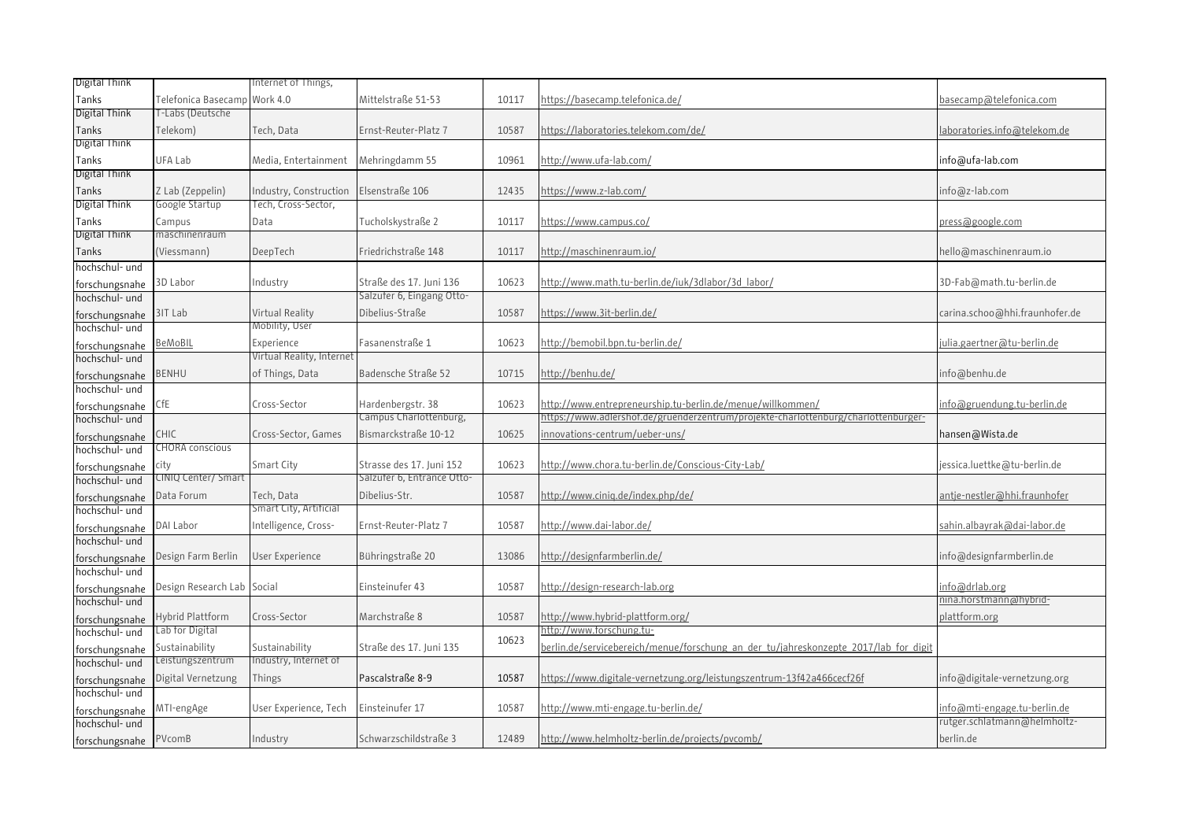| | | | | | | |
|---|---|---|---|---|---|---|
| Digital Think Tanks | Telefonica Basecamp | Internet of Things, Work 4.0 | Mittelstraße 51-53 | 10117 | https://basecamp.telefonica.de/ | basecamp@telefonica.com |
| Digital Think Tanks | T-Labs (Deutsche Telekom) | Tech, Data | Ernst-Reuter-Platz 7 | 10587 | https://laboratories.telekom.com/de/ | laboratories.info@telekom.de |
| Digital Think Tanks | UFA Lab | Media, Entertainment | Mehringdamm 55 | 10961 | http://www.ufa-lab.com/ | info@ufa-lab.com |
| Digital Think Tanks | Z Lab (Zeppelin) | Industry, Construction | Elsenstraße 106 | 12435 | https://www.z-lab.com/ | info@z-lab.com |
| Digital Think Tanks | Google Startup Campus | Tech, Cross-Sector, Data | Tucholskystraße 2 | 10117 | https://www.campus.co/ | press@google.com |
| Digital Think Tanks | maschinenraum (Viessmann) | DeepTech | Friedrichstraße 148 | 10117 | http://maschinenraum.io/ | hello@maschinenraum.io |
| hochschul- und forschungsnahe | 3D Labor | Industry | Straße des 17. Juni 136 | 10623 | http://www.math.tu-berlin.de/iuk/3dlabor/3d_labor/ | 3D-Fab@math.tu-berlin.de |
| hochschul- und forschungsnahe | 3IT Lab | Virtual Reality | Salzufer 6, Eingang Otto-Dibelius-Straße | 10587 | https://www.3it-berlin.de/ | carina.schoo@hhi.fraunhofer.de |
| hochschul- und forschungsnahe | BeMoBIL | Mobility, User Experience | Fasanenstraße 1 | 10623 | http://bemobil.bpn.tu-berlin.de/ | julia.gaertner@tu-berlin.de |
| hochschul- und forschungsnahe | BENHU | Virtual Reality, Internet of Things, Data | Badensche Straße 52 | 10715 | http://benhu.de/ | info@benhu.de |
| hochschul- und forschungsnahe | CfE | Cross-Sector | Hardenbergstr. 38 | 10623 | http://www.entrepreneurship.tu-berlin.de/menue/willkommen/ | info@gruendung.tu-berlin.de |
| hochschul- und forschungsnahe | CHIC | Cross-Sector, Games | Campus Charlottenburg, Bismarckstraße 10-12 | 10625 | https://www.adlershof.de/gruenderzentrum/projekte-charlottenburg/charlottenburger-innovations-centrum/ueber-uns/ | hansen@Wista.de |
| hochschul- und forschungsnahe | CHORA conscious city | Smart City | Strasse des 17. Juni 152 | 10623 | http://www.chora.tu-berlin.de/Conscious-City-Lab/ | jessica.luettke@tu-berlin.de |
| hochschul- und forschungsnahe | CINIQ Center/ Smart Data Forum | Tech, Data | Salzufer 6, Entrance Otto-Dibelius-Str. | 10587 | http://www.ciniq.de/index.php/de/ | antje-nestler@hhi.fraunhofer |
| hochschul- und forschungsnahe | DAI Labor | Smart City, Artificial Intelligence, Cross- | Ernst-Reuter-Platz 7 | 10587 | http://www.dai-labor.de/ | sahin.albayrak@dai-labor.de |
| hochschul- und forschungsnahe | Design Farm Berlin | User Experience | Bühringstraße 20 | 13086 | http://designfarmberlin.de/ | info@designfarmberlin.de |
| hochschul- und forschungsnahe | Design Research Lab | Social | Einsteinufer 43 | 10587 | http://design-research-lab.org | info@drlab.org |
| hochschul- und forschungsnahe | Hybrid Plattform | Cross-Sector | Marchstraße 8 | 10587 | http://www.hybrid-plattform.org/ | nina.horstmann@hybrid-plattform.org |
| hochschul- und forschungsnahe | Lab for Digital Sustainability | Sustainability | Straße des 17. Juni 135 | 10623 | http://www.forschung.tu-berlin.de/servicebereich/menue/forschung_an_der_tu/jahreskonzepte_2017/lab_for_digit | |
| hochschul- und forschungsnahe | Leistungszentrum Digital Vernetzung | Industry, Internet of Things | Pascalstraße 8-9 | 10587 | https://www.digitale-vernetzung.org/leistungszentrum-13f42a466cecf26f | info@digitale-vernetzung.org |
| hochschul- und forschungsnahe | MTI-engAge | User Experience, Tech | Einsteinufer 17 | 10587 | http://www.mti-engage.tu-berlin.de/ | info@mti-engage.tu-berlin.de |
| hochschul- und forschungsnahe | PVcomB | Industry | Schwarzschildstraße 3 | 12489 | http://www.helmholtz-berlin.de/projects/pvcomb/ | rutger.schlatmann@helmholtz-berlin.de |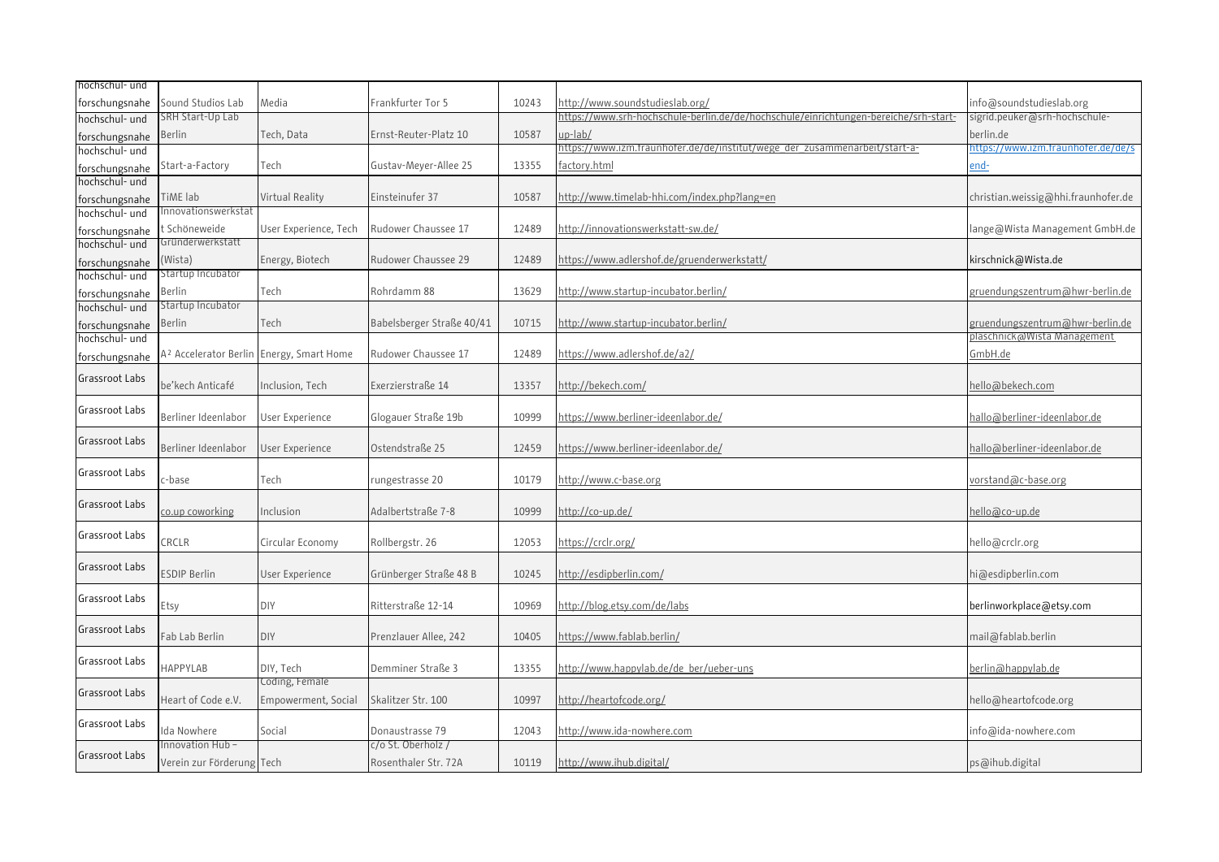| | | | | | | |
|---|---|---|---|---|---|---|
| hochschul- und forschungsnahe | Sound Studios Lab | Media | Frankfurter Tor 5 | 10243 | http://www.soundstudieslab.org/ | info@soundstudieslab.org |
| hochschul- und forschungsnahe | SRH Start-Up Lab Berlin | Tech, Data | Ernst-Reuter-Platz 10 | 10587 | https://www.srh-hochschule-berlin.de/de/hochschule/einrichtungen-bereiche/srh-start-up-lab/ | sigrid.peuker@srh-hochschule-berlin.de |
| hochschul- und forschungsnahe | Start-a-Factory | Tech | Gustav-Meyer-Allee 25 | 13355 | https://www.izm.fraunhofer.de/de/institut/wege_der_zusammenarbeit/start-a-factory.html | https://www.izm.fraunhofer.de/de/send- |
| hochschul- und forschungsnahe | TiME lab | Virtual Reality | Einsteinufer 37 | 10587 | http://www.timelab-hhi.com/index.php?lang=en | christian.weissig@hhi.fraunhofer.de |
| hochschul- und forschungsnahe | Innovationswerkstatt Schöneweide | User Experience, Tech | Rudower Chaussee 17 | 12489 | http://innovationswerkstatt-sw.de/ | lange@Wista Management GmbH.de |
| hochschul- und forschungsnahe | Gründerwerkstatt (Wista) | Energy, Biotech | Rudower Chaussee 29 | 12489 | https://www.adlershof.de/gruenderwerkstatt/ | kirschnick@Wista.de |
| hochschul- und forschungsnahe | Startup Incubator Berlin | Tech | Rohrdamm 88 | 13629 | http://www.startup-incubator.berlin/ | gruendungszentrum@hwr-berlin.de |
| hochschul- und forschungsnahe | Startup Incubator Berlin | Tech | Babelsberger Straße 40/41 | 10715 | http://www.startup-incubator.berlin/ | gruendungszentrum@hwr-berlin.de |
| hochschul- und forschungsnahe | A² Accelerator Berlin | Energy, Smart Home | Rudower Chaussee 17 | 12489 | https://www.adlershof.de/a2/ | plaschnick@Wista Management GmbH.de |
| Grassroot Labs | be'kech Anticafé | Inclusion, Tech | Exerzierstraße 14 | 13357 | http://bekech.com/ | hello@bekech.com |
| Grassroot Labs | Berliner Ideenlabor | User Experience | Glogauer Straße 19b | 10999 | https://www.berliner-ideenlabor.de/ | hallo@berliner-ideenlabor.de |
| Grassroot Labs | Berliner Ideenlabor | User Experience | Ostendstraße 25 | 12459 | https://www.berliner-ideenlabor.de/ | hallo@berliner-ideenlabor.de |
| Grassroot Labs | c-base | Tech | rungestrasse 20 | 10179 | http://www.c-base.org | vorstand@c-base.org |
| Grassroot Labs | co.up coworking | Inclusion | Adalbertstraße 7-8 | 10999 | http://co-up.de/ | hello@co-up.de |
| Grassroot Labs | CRCLR | Circular Economy | Rollbergstr. 26 | 12053 | https://crclr.org/ | hello@crclr.org |
| Grassroot Labs | ESDIP Berlin | User Experience | Grünberger Straße 48 B | 10245 | http://esdipberlin.com/ | hi@esdipberlin.com |
| Grassroot Labs | Etsy | DIY | Ritterstraße 12-14 | 10969 | http://blog.etsy.com/de/labs | berlinworkplace@etsy.com |
| Grassroot Labs | Fab Lab Berlin | DIY | Prenzlauer Allee, 242 | 10405 | https://www.fablab.berlin/ | mail@fablab.berlin |
| Grassroot Labs | HAPPYLAB | DIY, Tech | Demminer Straße 3 | 13355 | http://www.happylab.de/de_ber/ueber-uns | berlin@happylab.de |
| Grassroot Labs | Heart of Code e.V. | Coding, Female Empowerment, Social | Skalitzer Str. 100 | 10997 | http://heartofcode.org/ | hello@heartofcode.org |
| Grassroot Labs | Ida Nowhere | Social | Donaustrasse 79 | 12043 | http://www.ida-nowhere.com | info@ida-nowhere.com |
| Grassroot Labs | Innovation Hub – Verein zur Förderung | Tech | c/o St. Oberholz / Rosenthaler Str. 72A | 10119 | http://www.ihub.digital/ | ps@ihub.digital |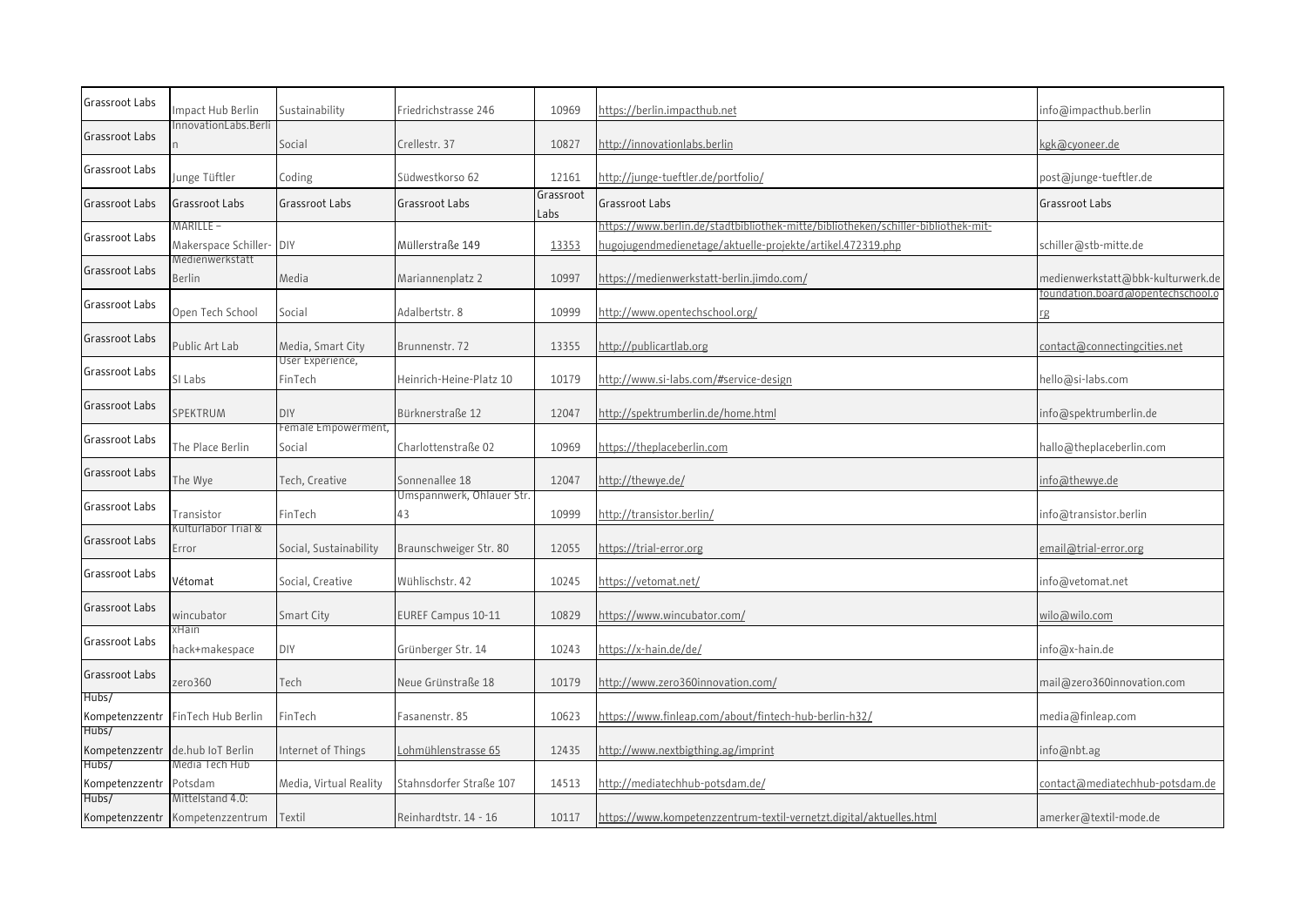| | | | | | | |
|---|---|---|---|---|---|---|
| Grassroot Labs | Impact Hub Berlin | Sustainability | Friedrichstrasse 246 | 10969 | https://berlin.impacthub.net | info@impacthub.berlin |
| Grassroot Labs | InnovationLabs.Berlin | Social | Crellestr. 37 | 10827 | http://innovationlabs.berlin | kgk@cyoneer.de |
| Grassroot Labs | Junge Tüftler | Coding | Südwestkorso 62 | 12161 | http://junge-tueftler.de/portfolio/ | post@junge-tueftler.de |
| Grassroot Labs | Grassroot Labs | Grassroot Labs | Grassroot Labs | Grassroot Labs | Grassroot Labs | Grassroot Labs |
| Grassroot Labs | MARILLE – Makerspace Schiller- | DIY | Müllerstraße 149 | 13353 | https://www.berlin.de/stadtbibliothek-mitte/bibliotheken/schiller-bibliothek-mit-hugojugendmedienetage/aktuelle-projekte/artikel.472319.php | schiller@stb-mitte.de |
| Grassroot Labs | Medienwerkstatt Berlin | Media | Mariannenplatz 2 | 10997 | https://medienwerkstatt-berlin.jimdo.com/ | medienwerkstatt@bbk-kulturwerk.de |
| Grassroot Labs | Open Tech School | Social | Adalbertstr. 8 | 10999 | http://www.opentechschool.org/ | foundation.board@opentechschool.org |
| Grassroot Labs | Public Art Lab | Media, Smart City | Brunnenstr. 72 | 13355 | http://publicartlab.org | contact@connectingcities.net |
| Grassroot Labs | SI Labs | User Experience, FinTech | Heinrich-Heine-Platz 10 | 10179 | http://www.si-labs.com/#service-design | hello@si-labs.com |
| Grassroot Labs | SPEKTRUM | DIY | Bürknerstraße 12 | 12047 | http://spektrumberlin.de/home.html | info@spektrumberlin.de |
| Grassroot Labs | The Place Berlin | Female Empowerment, Social | Charlottenstraße 02 | 10969 | https://theplaceberlin.com | hallo@theplaceberlin.com |
| Grassroot Labs | The Wye | Tech, Creative | Sonnenallee 18 | 12047 | http://thewye.de/ | info@thewye.de |
| Grassroot Labs | Transistor | FinTech | Umspannwerk, Ohlauer Str. 43 | 10999 | http://transistor.berlin/ | info@transistor.berlin |
| Grassroot Labs | Kulturlabor Trial & Error | Social, Sustainability | Braunschweiger Str. 80 | 12055 | https://trial-error.org | email@trial-error.org |
| Grassroot Labs | Vétomat | Social, Creative | Wühlischstr. 42 | 10245 | https://vetomat.net/ | info@vetomat.net |
| Grassroot Labs | wincubator | Smart City | EUREF Campus 10-11 | 10829 | https://www.wincubator.com/ | wilo@wilo.com |
| Grassroot Labs | xHain hack+makespace | DIY | Grünberger Str. 14 | 10243 | https://x-hain.de/de/ | info@x-hain.de |
| Grassroot Labs | zero360 | Tech | Neue Grünstraße 18 | 10179 | http://www.zero360innovation.com/ | mail@zero360innovation.com |
| Hubs/ Kompetenzzentr | FinTech Hub Berlin | FinTech | Fasanenstr. 85 | 10623 | https://www.finleap.com/about/fintech-hub-berlin-h32/ | media@finleap.com |
| Hubs/ Kompetenzzentr | de.hub IoT Berlin | Internet of Things | Lohmühlenstrasse 65 | 12435 | http://www.nextbigthing.ag/imprint | info@nbt.ag |
| Hubs/ Kompetenzzentr | Media Tech Hub Potsdam | Media, Virtual Reality | Stahnsdorfer Straße 107 | 14513 | http://mediatechhub-potsdam.de/ | contact@mediatechhub-potsdam.de |
| Hubs/ Kompetenzzentr | Mittelstand 4.0: Kompetenzzentrum | Textil | Reinhardtstr. 14 - 16 | 10117 | https://www.kompetenzzentrum-textil-vernetzt.digital/aktuelles.html | amerker@textil-mode.de |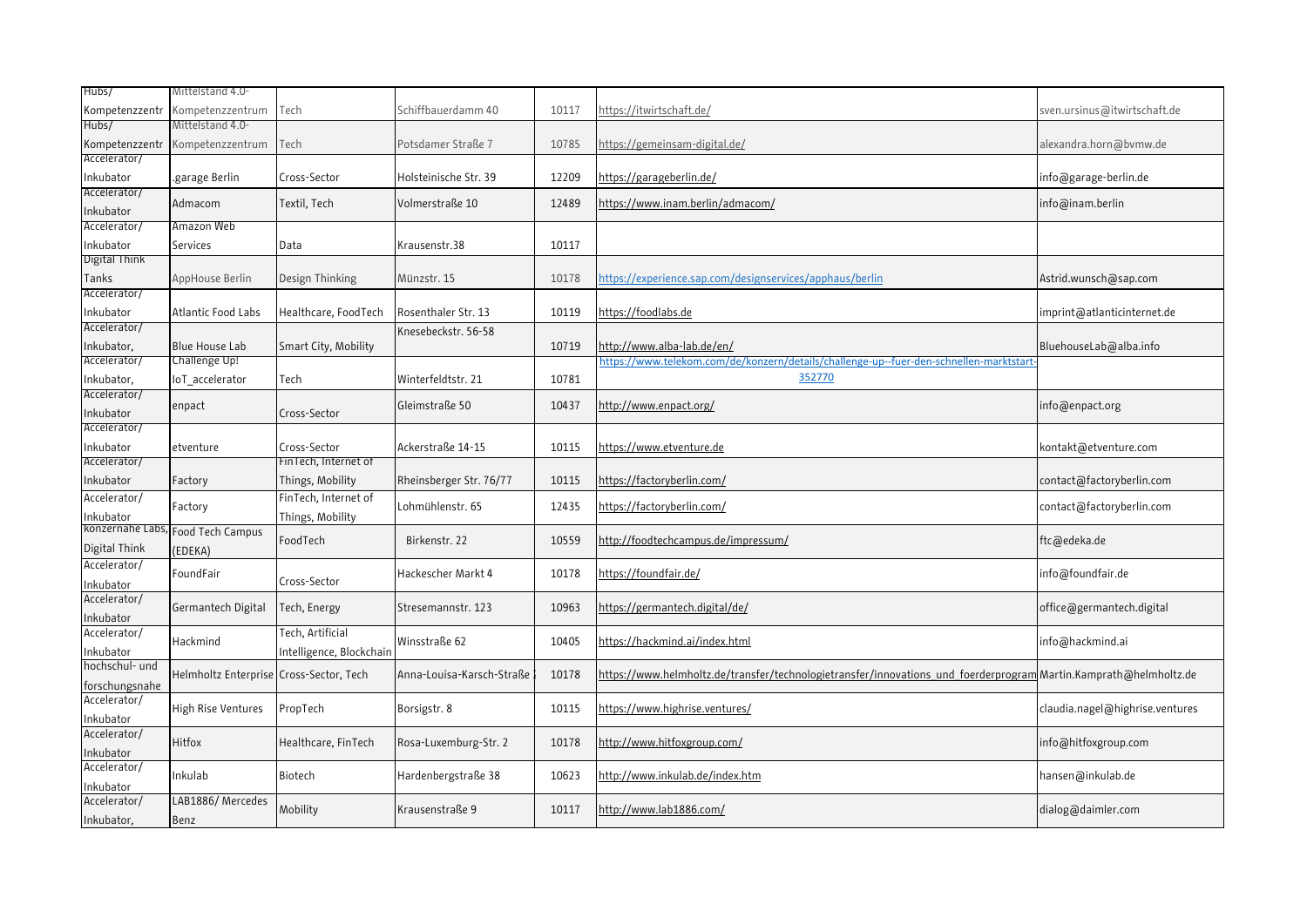| | | | | | | |
|---|---|---|---|---|---|---|
| Hubs/ Kompetenzzentr | Mittelstand 4.0-Kompetenzzentrum | Tech | Schiffbauerdamm 40 | 10117 | https://itwirtschaft.de/ | sven.ursinus@itwirtschaft.de |
| Hubs/ Kompetenzzentr | Mittelstand 4.0-Kompetenzzentrum | Tech | Potsdamer Straße 7 | 10785 | https://gemeinsam-digital.de/ | alexandra.horn@bvmw.de |
| Accelerator/ Inkubator | .garage Berlin | Cross-Sector | Holsteinische Str. 39 | 12209 | https://garageberlin.de/ | info@garage-berlin.de |
| Accelerator/ Inkubator | Admacom | Textil, Tech | Volmerstraße 10 | 12489 | https://www.inam.berlin/admacom/ | info@inam.berlin |
| Accelerator/ Inkubator | Amazon Web Services | Data | Krausenstr.38 | 10117 | | |
| Digital Think Tanks | AppHouse Berlin | Design Thinking | Münzstr. 15 | 10178 | https://experience.sap.com/designservices/apphaus/berlin | Astrid.wunsch@sap.com |
| Accelerator/ Inkubator | Atlantic Food Labs | Healthcare, FoodTech | Rosenthaler Str. 13 | 10119 | https://foodlabs.de | imprint@atlanticinternet.de |
| Accelerator/ Inkubator, | Blue House Lab | Smart City, Mobility | Knesebeckstr. 56-58 | 10719 | http://www.alba-lab.de/en/ | BluehouseLab@alba.info |
| Accelerator/ Inkubator, | Challenge Up! IoT_accelerator | Tech | Winterfeldtstr. 21 | 10781 | https://www.telekom.com/de/konzern/details/challenge-up--fuer-den-schnellen-marktstart-352770 | |
| Accelerator/ Inkubator | enpact | Cross-Sector | Gleimstraße 50 | 10437 | http://www.enpact.org/ | info@enpact.org |
| Accelerator/ Inkubator | etventure | Cross-Sector | Ackerstraße 14-15 | 10115 | https://www.etventure.de | kontakt@etventure.com |
| Accelerator/ Inkubator | Factory | FinTech, Internet of Things, Mobility | Rheinsberger Str. 76/77 | 10115 | https://factoryberlin.com/ | contact@factoryberlin.com |
| Accelerator/ Inkubator | Factory | FinTech, Internet of Things, Mobility | Lohmühlenstr. 65 | 12435 | https://factoryberlin.com/ | contact@factoryberlin.com |
| konzernahe Labs, Digital Think | Food Tech Campus (EDEKA) | FoodTech | Birkenstr. 22 | 10559 | http://foodtechcampus.de/impressum/ | ftc@edeka.de |
| Accelerator/ Inkubator | FoundFair | Cross-Sector | Hackescher Markt 4 | 10178 | https://foundfair.de/ | info@foundfair.de |
| Accelerator/ Inkubator | Germantech Digital | Tech, Energy | Stresemannstr. 123 | 10963 | https://germantech.digital/de/ | office@germantech.digital |
| Accelerator/ Inkubator | Hackmind | Tech, Artificial Intelligence, Blockchain | Winsstraße 62 | 10405 | https://hackmind.ai/index.html | info@hackmind.ai |
| hochschul- und forschungsnahe | Helmholtz Enterprise | Cross-Sector, Tech | Anna-Louisa-Karsch-Straße | 10178 | https://www.helmholtz.de/transfer/technologietransfer/innovations_und_foerderprogram | Martin.Kamprath@helmholtz.de |
| Accelerator/ Inkubator | High Rise Ventures | PropTech | Borsigstr. 8 | 10115 | https://www.highrise.ventures/ | claudia.nagel@highrise.ventures |
| Accelerator/ Inkubator | Hitfox | Healthcare, FinTech | Rosa-Luxemburg-Str. 2 | 10178 | http://www.hitfoxgroup.com/ | info@hitfoxgroup.com |
| Accelerator/ Inkubator | Inkulab | Biotech | Hardenbergstraße 38 | 10623 | http://www.inkulab.de/index.htm | hansen@inkulab.de |
| Accelerator/ Inkubator, | LAB1886/ Mercedes Benz | Mobility | Krausenstraße 9 | 10117 | http://www.lab1886.com/ | dialog@daimler.com |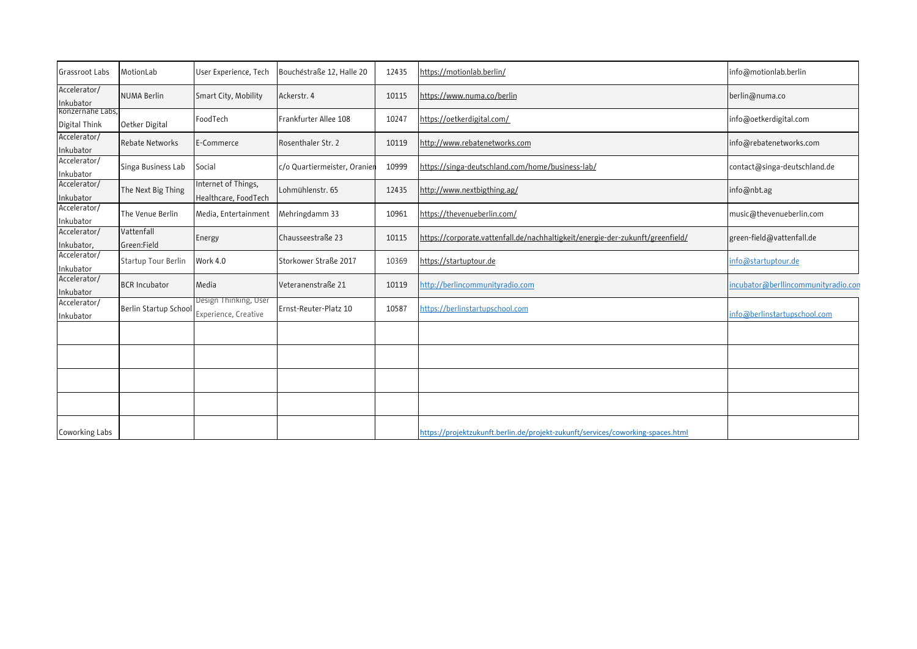| | | | | | | |
|---|---|---|---|---|---|---|
| Grassroot Labs | MotionLab | User Experience, Tech | Bouchéstraße 12, Halle 20 | 12435 | https://motionlab.berlin/ | info@motionlab.berlin |
| Accelerator/ Inkubator | NUMA Berlin | Smart City, Mobility | Ackerstr. 4 | 10115 | https://www.numa.co/berlin | berlin@numa.co |
| konzernahe Labs, Digital Think | Oetker Digital | FoodTech | Frankfurter Allee 108 | 10247 | https://oetkerdigital.com/ | info@oetkerdigital.com |
| Accelerator/ Inkubator | Rebate Networks | E-Commerce | Rosenthaler Str. 2 | 10119 | http://www.rebatenetworks.com | info@rebatenetworks.com |
| Accelerator/ Inkubator | Singa Business Lab | Social | c/o Quartiermeister, Oranien | 10999 | https://singa-deutschland.com/home/business-lab/ | contact@singa-deutschland.de |
| Accelerator/ Inkubator | The Next Big Thing | Internet of Things, Healthcare, FoodTech | Lohmühlenstr. 65 | 12435 | http://www.nextbigthing.ag/ | info@nbt.ag |
| Accelerator/ Inkubator | The Venue Berlin | Media, Entertainment | Mehringdamm 33 | 10961 | https://thevenueberlin.com/ | music@thevenueberlin.com |
| Accelerator/ Inkubator, | Vattenfall Green:Field | Energy | Chausseestraße 23 | 10115 | https://corporate.vattenfall.de/nachhaltigkeit/energie-der-zukunft/greenfield/ | green-field@vattenfall.de |
| Accelerator/ Inkubator | Startup Tour Berlin | Work 4.0 | Storkower Straße 2017 | 10369 | https://startuptour.de | info@startuptour.de |
| Accelerator/ Inkubator | BCR Incubator | Media | Veteranenstraße 21 | 10119 | http://berlincommunityradio.com | incubator@berllincommunityradio.com |
| Accelerator/ Inkubator | Berlin Startup School | Design Thinking, User Experience, Creative | Ernst-Reuter-Platz 10 | 10587 | https://berlinstartupschool.com | info@berlinstartupschool.com |
| | | | | | | |
| | | | | | | |
| | | | | | | |
| | | | | | | |
| Coworking Labs | | | | | https://projektzukunft.berlin.de/projekt-zukunft/services/coworking-spaces.html | |